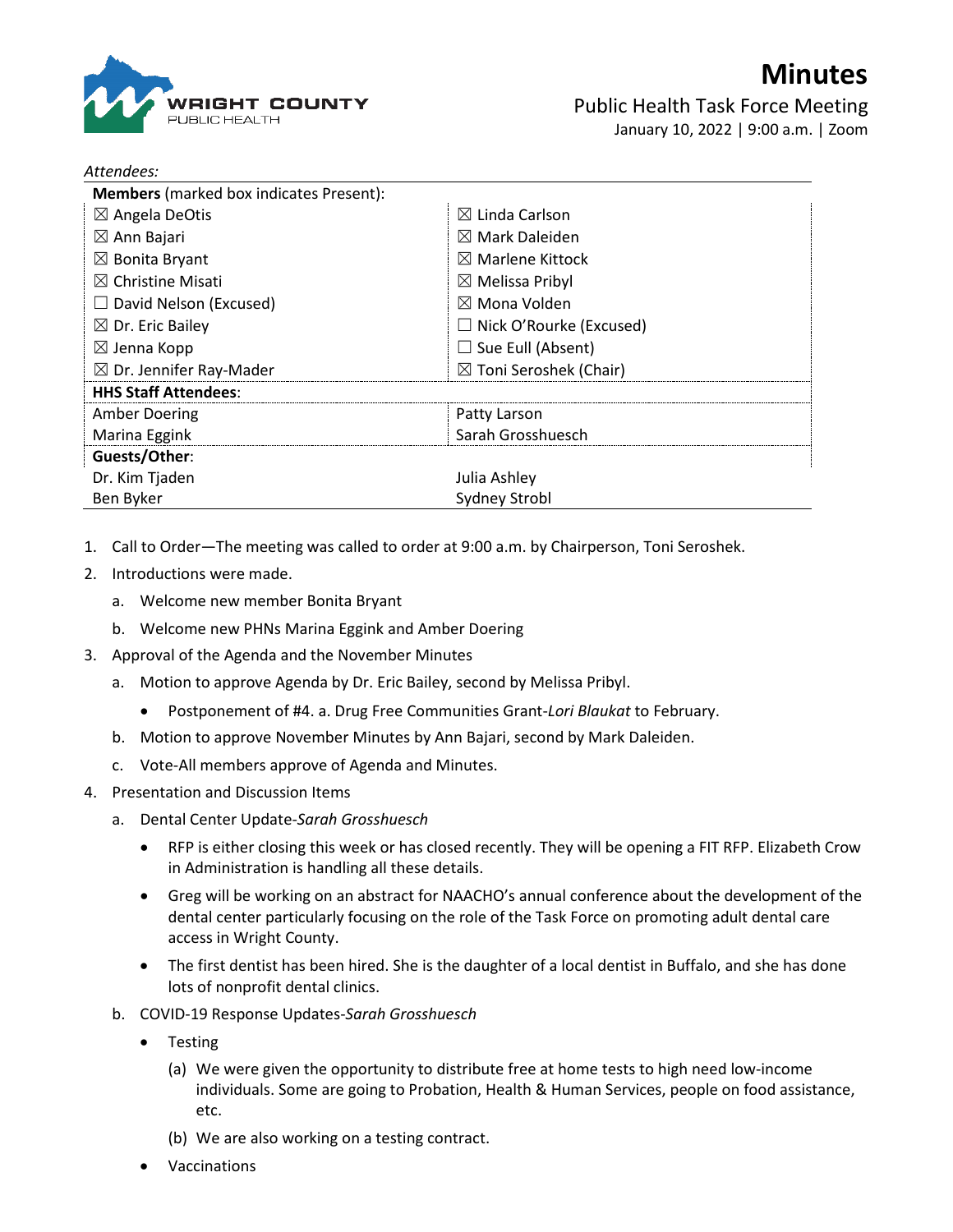WRIGHT COUNTY
PUBLIC HEALTH

# Minutes

## Public Health Task Force Meeting

January 10, 2022 | 9:00 a.m. | Zoom

*Attendees:*

| **Members** (marked box indicates Present): | |
|---|---|
| ☒ Angela DeOtis | ☒ Linda Carlson |
| ☒ Ann Bajari | ☒ Mark Daleiden |
| ☒ Bonita Bryant | ☒ Marlene Kittock |
| ☒ Christine Misati | ☒ Melissa Pribyl |
| ☐ David Nelson (Excused) | ☒ Mona Volden |
| ☒ Dr. Eric Bailey | ☐ Nick O'Rourke (Excused) |
| ☒ Jenna Kopp | ☐ Sue Eull (Absent) |
| ☒ Dr. Jennifer Ray-Mader | ☒ Toni Seroshek (Chair) |
| **HHS Staff Attendees**: | |
| Amber Doering | Patty Larson |
| Marina Eggink | Sarah Grosshuesch |
| **Guests/Other**: | |
| Dr. Kim Tjaden | Julia Ashley |
| Ben Byker | Sydney Strobl |

1. Call to Order—The meeting was called to order at 9:00 a.m. by Chairperson, Toni Seroshek.
2. Introductions were made.
   a. Welcome new member Bonita Bryant
   b. Welcome new PHNs Marina Eggink and Amber Doering
3. Approval of the Agenda and the November Minutes
   a. Motion to approve Agenda by Dr. Eric Bailey, second by Melissa Pribyl.
      - Postponement of #4. a. Drug Free Communities Grant-*Lori Blaukat* to February.
   b. Motion to approve November Minutes by Ann Bajari, second by Mark Daleiden.
   c. Vote-All members approve of Agenda and Minutes.
4. Presentation and Discussion Items
   a. Dental Center Update-*Sarah Grosshuesch*
      - RFP is either closing this week or has closed recently. They will be opening a FIT RFP. Elizabeth Crow in Administration is handling all these details.
      - Greg will be working on an abstract for NAACHO's annual conference about the development of the dental center particularly focusing on the role of the Task Force on promoting adult dental care access in Wright County.
      - The first dentist has been hired. She is the daughter of a local dentist in Buffalo, and she has done lots of nonprofit dental clinics.
   b. COVID-19 Response Updates-*Sarah Grosshuesch*
      - Testing
        (a) We were given the opportunity to distribute free at home tests to high need low-income individuals. Some are going to Probation, Health & Human Services, people on food assistance, etc.
        (b) We are also working on a testing contract.
      - Vaccinations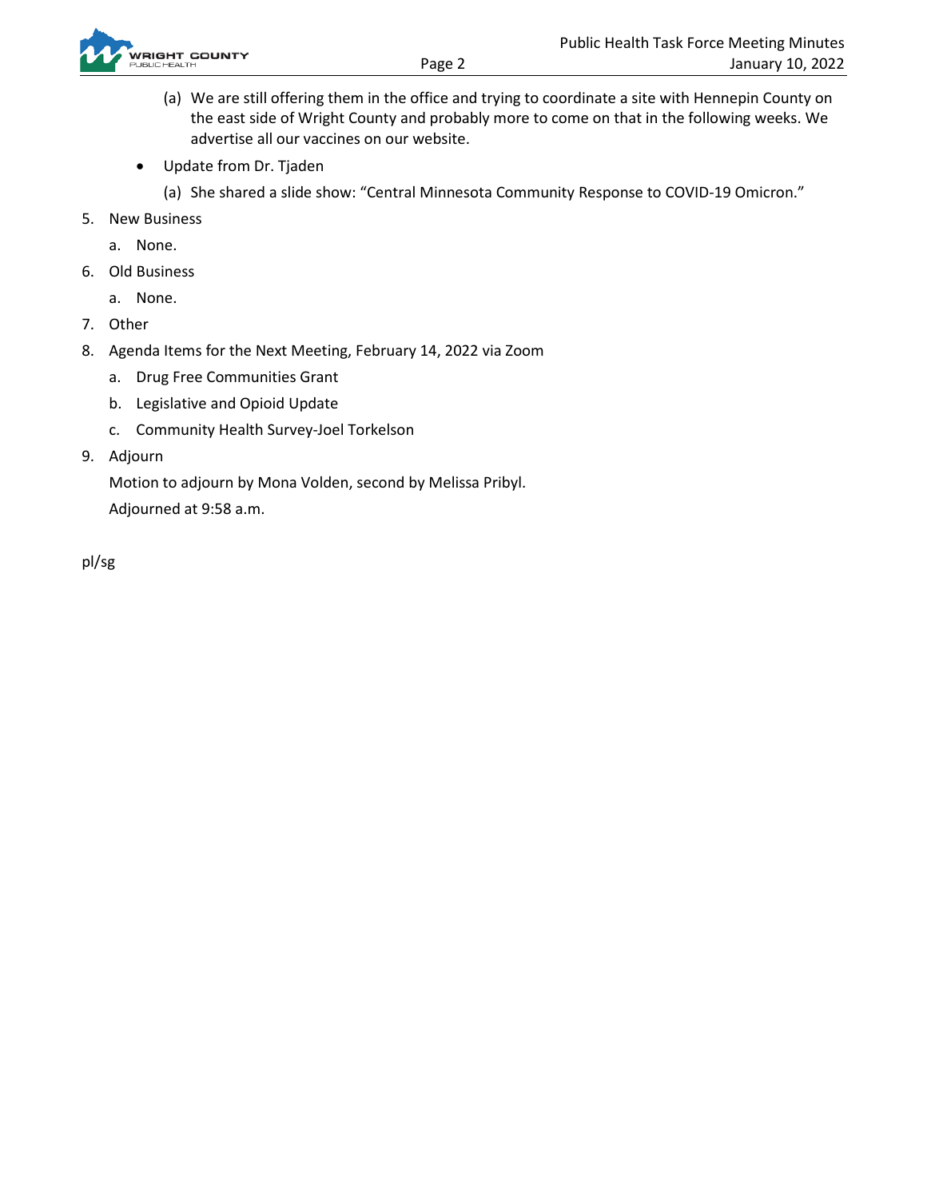(a) We are still offering them in the office and trying to coordinate a site with Hennepin County on the east side of Wright County and probably more to come on that in the following weeks. We advertise all our vaccines on our website.

- Update from Dr. Tjaden
  (a) She shared a slide show: "Central Minnesota Community Response to COVID-19 Omicron."

5. New Business
   a. None.
6. Old Business
   a. None.
7. Other
8. Agenda Items for the Next Meeting, February 14, 2022 via Zoom
   a. Drug Free Communities Grant
   b. Legislative and Opioid Update
   c. Community Health Survey-Joel Torkelson
9. Adjourn

   Motion to adjourn by Mona Volden, second by Melissa Pribyl.

   Adjourned at 9:58 a.m.

pl/sg